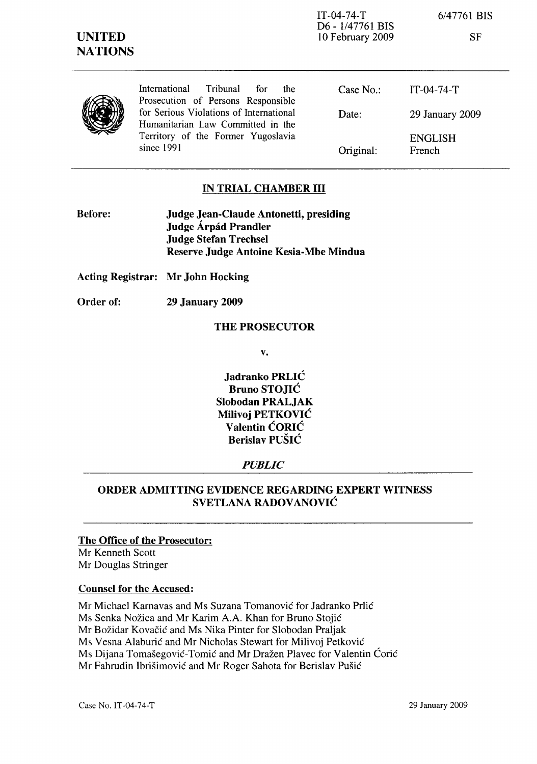IT-04-74-T
D6 - 1/47761 BIS
10 February 2009

6/47761 BIS

SF

**UNITED NATIONS**

International Tribunal for the Prosecution of Persons Responsible for Serious Violations of International Humanitarian Law Committed in the Territory of the Former Yugoslavia since 1991

| | |
|---|---|
| Case No.: | IT-04-74-T |
| Date: | 29 January 2009 |
| | ENGLISH |
| Original: | French |

**IN TRIAL CHAMBER III**

**Before:** **Judge Jean-Claude Antonetti, presiding**
**Judge Árpád Prandler**
**Judge Stefan Trechsel**
**Reserve Judge Antoine Kesia-Mbe Mindua**

**Acting Registrar:** **Mr John Hocking**

**Order of:** **29 January 2009**

**THE PROSECUTOR**

**v.**

**Jadranko PRLIĆ**
**Bruno STOJIĆ**
**Slobodan PRALJAK**
**Milivoj PETKOVIĆ**
**Valentin ĆORIĆ**
**Berislav PUŠIĆ**

***PUBLIC***

## ORDER ADMITTING EVIDENCE REGARDING EXPERT WITNESS SVETLANA RADOVANOVIĆ

**The Office of the Prosecutor:**
Mr Kenneth Scott
Mr Douglas Stringer

**Counsel for the Accused:**

Mr Michael Karnavas and Ms Suzana Tomanović for Jadranko Prlić
Ms Senka Nožica and Mr Karim A.A. Khan for Bruno Stojić
Mr Božidar Kovačić and Ms Nika Pinter for Slobodan Praljak
Ms Vesna Alaburić and Mr Nicholas Stewart for Milivoj Petković
Ms Dijana Tomašegović-Tomić and Mr Dražen Plavec for Valentin Ćorić
Mr Fahrudin Ibrišimović and Mr Roger Sahota for Berislav Pušić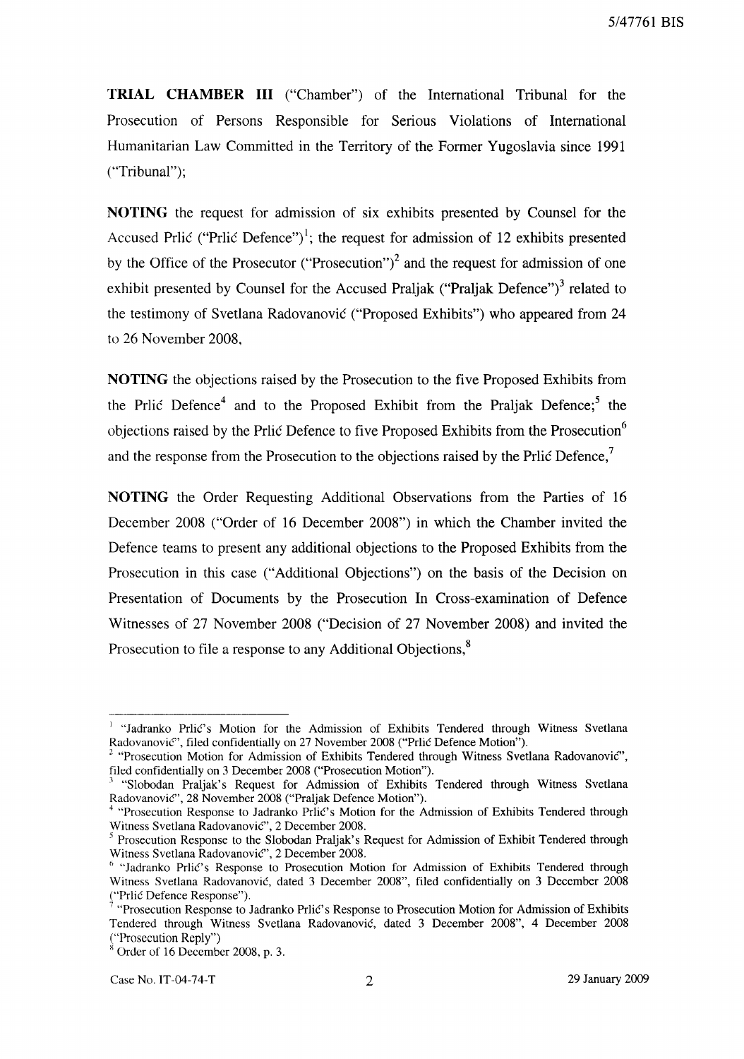**TRIAL CHAMBER III** ("Chamber") of the International Tribunal for the Prosecution of Persons Responsible for Serious Violations of International Humanitarian Law Committed in the Territory of the Former Yugoslavia since 1991 ("Tribunal");

**NOTING** the request for admission of six exhibits presented by Counsel for the Accused Prlić ("Prlić Defence")[1]; the request for admission of 12 exhibits presented by the Office of the Prosecutor ("Prosecution")[2] and the request for admission of one exhibit presented by Counsel for the Accused Praljak ("Praljak Defence")[3] related to the testimony of Svetlana Radovanović ("Proposed Exhibits") who appeared from 24 to 26 November 2008,

**NOTING** the objections raised by the Prosecution to the five Proposed Exhibits from the Prlić Defence[4] and to the Proposed Exhibit from the Praljak Defence;[5] the objections raised by the Prlić Defence to five Proposed Exhibits from the Prosecution[6] and the response from the Prosecution to the objections raised by the Prlić Defence,[7]

**NOTING** the Order Requesting Additional Observations from the Parties of 16 December 2008 ("Order of 16 December 2008") in which the Chamber invited the Defence teams to present any additional objections to the Proposed Exhibits from the Prosecution in this case ("Additional Objections") on the basis of the Decision on Presentation of Documents by the Prosecution In Cross-examination of Defence Witnesses of 27 November 2008 ("Decision of 27 November 2008) and invited the Prosecution to file a response to any Additional Objections,[8]

---

[1] "Jadranko Prlić's Motion for the Admission of Exhibits Tendered through Witness Svetlana Radovanović", filed confidentially on 27 November 2008 ("Prlić Defence Motion").

[2] "Prosecution Motion for Admission of Exhibits Tendered through Witness Svetlana Radovanović", filed confidentially on 3 December 2008 ("Prosecution Motion").

[3] "Slobodan Praljak's Request for Admission of Exhibits Tendered through Witness Svetlana Radovanović", 28 November 2008 ("Praljak Defence Motion").

[4] "Prosecution Response to Jadranko Prlić's Motion for the Admission of Exhibits Tendered through Witness Svetlana Radovanović", 2 December 2008.

[5] Prosecution Response to the Slobodan Praljak's Request for Admission of Exhibit Tendered through Witness Svetlana Radovanović", 2 December 2008.

[6] "Jadranko Prlić's Response to Prosecution Motion for Admission of Exhibits Tendered through Witness Svetlana Radovanović, dated 3 December 2008", filed confidentially on 3 December 2008 ("Prlić Defence Response").

[7] "Prosecution Response to Jadranko Prlić's Response to Prosecution Motion for Admission of Exhibits Tendered through Witness Svetlana Radovanović, dated 3 December 2008", 4 December 2008 ("Prosecution Reply")

[8] Order of 16 December 2008, p. 3.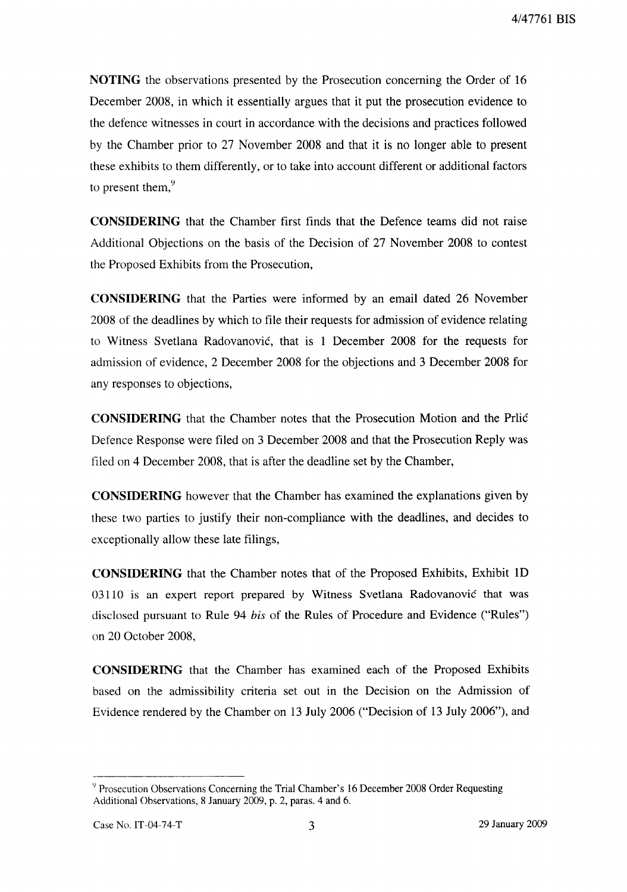**NOTING** the observations presented by the Prosecution concerning the Order of 16 December 2008, in which it essentially argues that it put the prosecution evidence to the defence witnesses in court in accordance with the decisions and practices followed by the Chamber prior to 27 November 2008 and that it is no longer able to present these exhibits to them differently, or to take into account different or additional factors to present them,[9]

**CONSIDERING** that the Chamber first finds that the Defence teams did not raise Additional Objections on the basis of the Decision of 27 November 2008 to contest the Proposed Exhibits from the Prosecution,

**CONSIDERING** that the Parties were informed by an email dated 26 November 2008 of the deadlines by which to file their requests for admission of evidence relating to Witness Svetlana Radovanović, that is 1 December 2008 for the requests for admission of evidence, 2 December 2008 for the objections and 3 December 2008 for any responses to objections,

**CONSIDERING** that the Chamber notes that the Prosecution Motion and the Prlić Defence Response were filed on 3 December 2008 and that the Prosecution Reply was filed on 4 December 2008, that is after the deadline set by the Chamber,

**CONSIDERING** however that the Chamber has examined the explanations given by these two parties to justify their non-compliance with the deadlines, and decides to exceptionally allow these late filings,

**CONSIDERING** that the Chamber notes that of the Proposed Exhibits, Exhibit 1D 03110 is an expert report prepared by Witness Svetlana Radovanović that was disclosed pursuant to Rule 94 *bis* of the Rules of Procedure and Evidence ("Rules") on 20 October 2008,

**CONSIDERING** that the Chamber has examined each of the Proposed Exhibits based on the admissibility criteria set out in the Decision on the Admission of Evidence rendered by the Chamber on 13 July 2006 ("Decision of 13 July 2006"), and

---

[9] Prosecution Observations Concerning the Trial Chamber's 16 December 2008 Order Requesting Additional Observations, 8 January 2009, p. 2, paras. 4 and 6.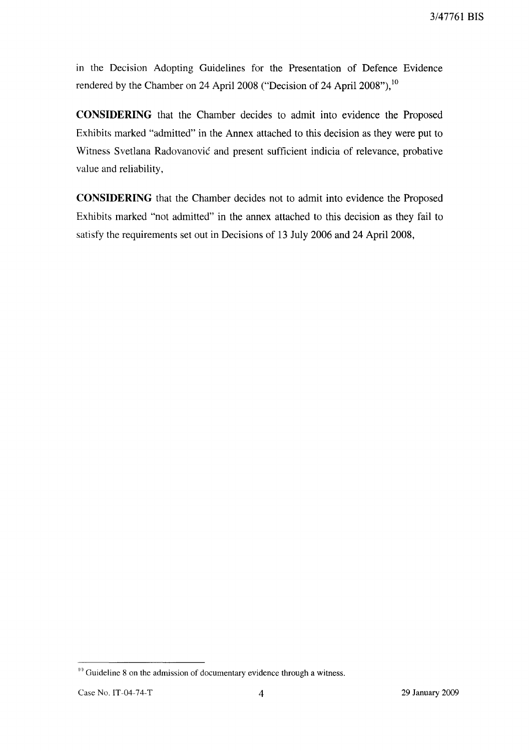in the Decision Adopting Guidelines for the Presentation of Defence Evidence rendered by the Chamber on 24 April 2008 ("Decision of 24 April 2008"),[10]

**CONSIDERING** that the Chamber decides to admit into evidence the Proposed Exhibits marked "admitted" in the Annex attached to this decision as they were put to Witness Svetlana Radovanović and present sufficient indicia of relevance, probative value and reliability,

**CONSIDERING** that the Chamber decides not to admit into evidence the Proposed Exhibits marked "not admitted" in the annex attached to this decision as they fail to satisfy the requirements set out in Decisions of 13 July 2006 and 24 April 2008,

---

[10] Guideline 8 on the admission of documentary evidence through a witness.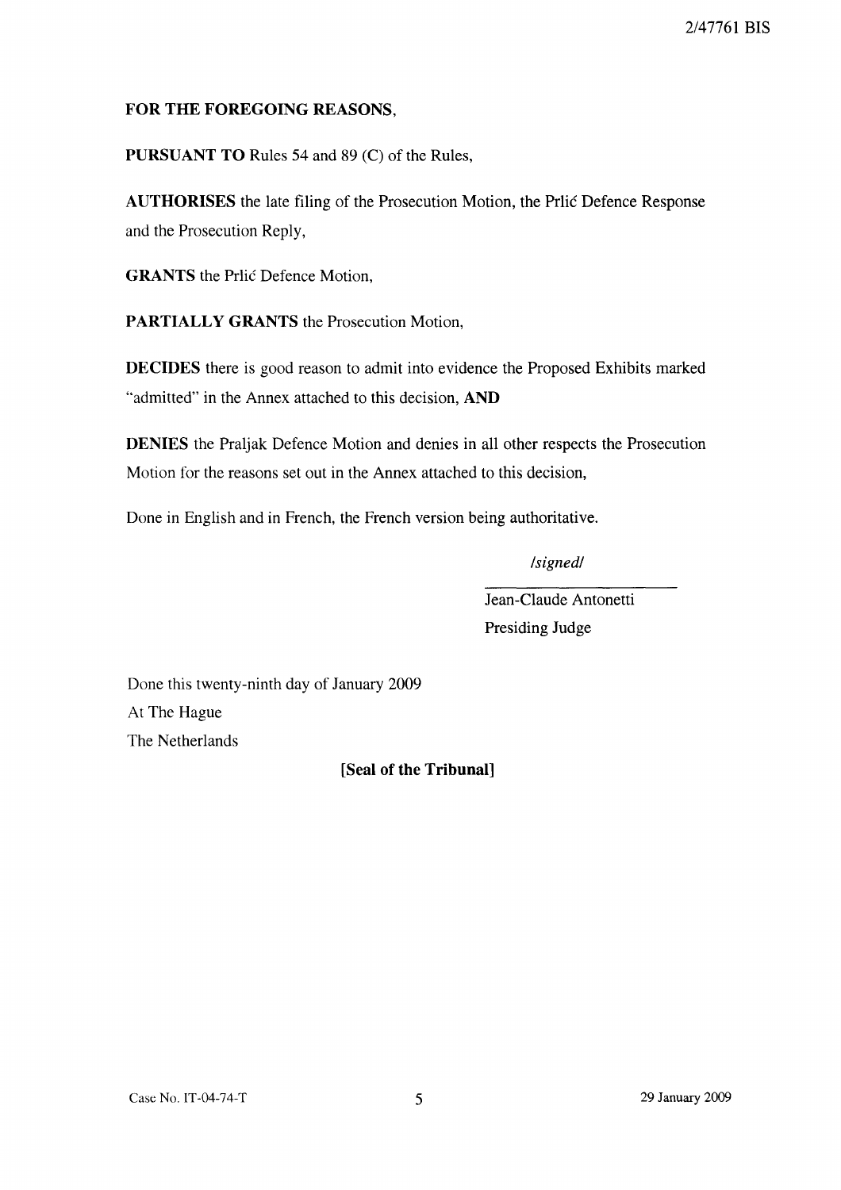**FOR THE FOREGOING REASONS,**

**PURSUANT TO** Rules 54 and 89 (C) of the Rules,

**AUTHORISES** the late filing of the Prosecution Motion, the Prlić Defence Response and the Prosecution Reply,

**GRANTS** the Prlić Defence Motion,

**PARTIALLY GRANTS** the Prosecution Motion,

**DECIDES** there is good reason to admit into evidence the Proposed Exhibits marked "admitted" in the Annex attached to this decision, **AND**

**DENIES** the Praljak Defence Motion and denies in all other respects the Prosecution Motion for the reasons set out in the Annex attached to this decision,

Done in English and in French, the French version being authoritative.

*/signed/*

Jean-Claude Antonetti
Presiding Judge

Done this twenty-ninth day of January 2009
At The Hague
The Netherlands

**[Seal of the Tribunal]**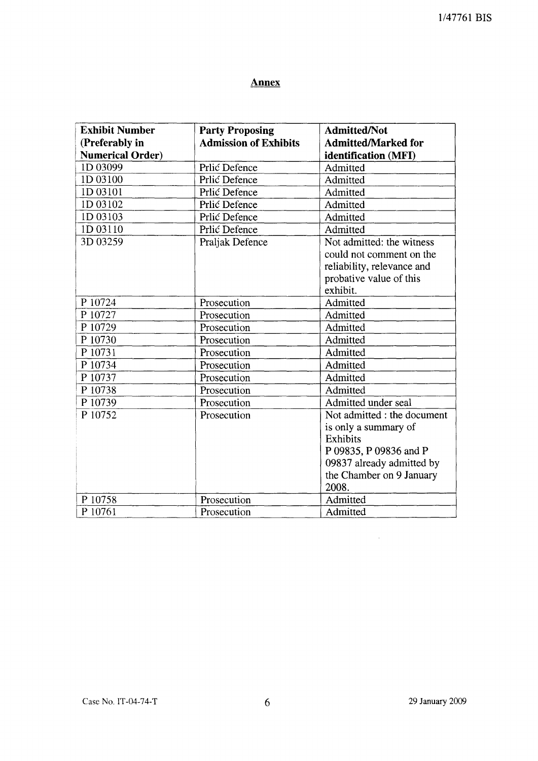## Annex

| Exhibit Number (Preferably in Numerical Order) | Party Proposing Admission of Exhibits | Admitted/Not Admitted/Marked for identification (MFI) |
|---|---|---|
| 1D 03099 | Prlić Defence | Admitted |
| 1D 03100 | Prlić Defence | Admitted |
| 1D 03101 | Prlić Defence | Admitted |
| 1D 03102 | Prlić Defence | Admitted |
| 1D 03103 | Prlić Defence | Admitted |
| 1D 03110 | Prlić Defence | Admitted |
| 3D 03259 | Praljak Defence | Not admitted: the witness could not comment on the reliability, relevance and probative value of this exhibit. |
| P 10724 | Prosecution | Admitted |
| P 10727 | Prosecution | Admitted |
| P 10729 | Prosecution | Admitted |
| P 10730 | Prosecution | Admitted |
| P 10731 | Prosecution | Admitted |
| P 10734 | Prosecution | Admitted |
| P 10737 | Prosecution | Admitted |
| P 10738 | Prosecution | Admitted |
| P 10739 | Prosecution | Admitted under seal |
| P 10752 | Prosecution | Not admitted : the document is only a summary of Exhibits P 09835, P 09836 and P 09837 already admitted by the Chamber on 9 January 2008. |
| P 10758 | Prosecution | Admitted |
| P 10761 | Prosecution | Admitted |

Case No. IT-04-74-T 29 January 2009